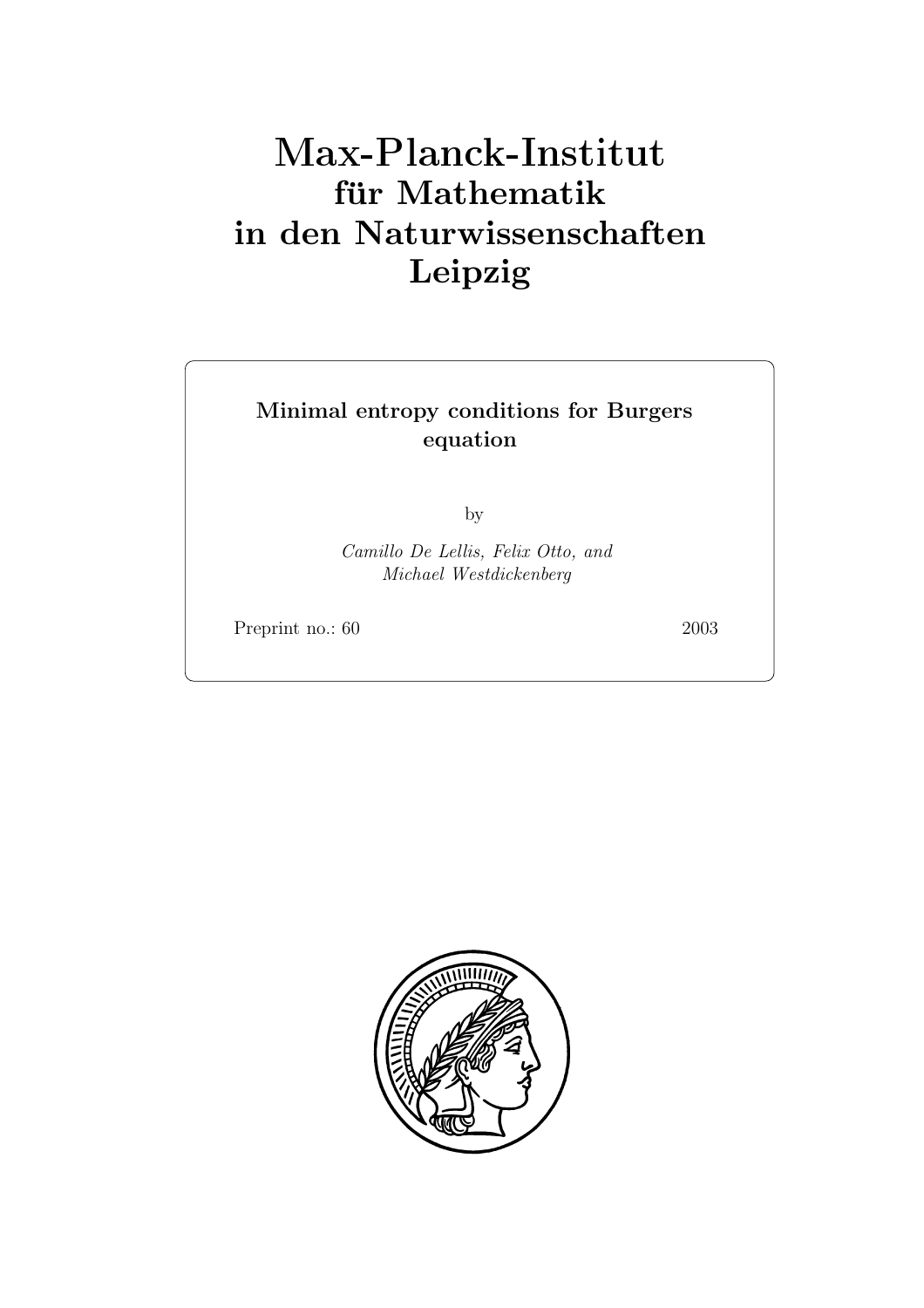# Max-Planck-Institut
## für Mathematik
## in den Naturwissenschaften
## Leipzig

**Minimal entropy conditions for Burgers equation**

by

*Camillo De Lellis, Felix Otto, and Michael Westdickenberg*

Preprint no.: 60 2003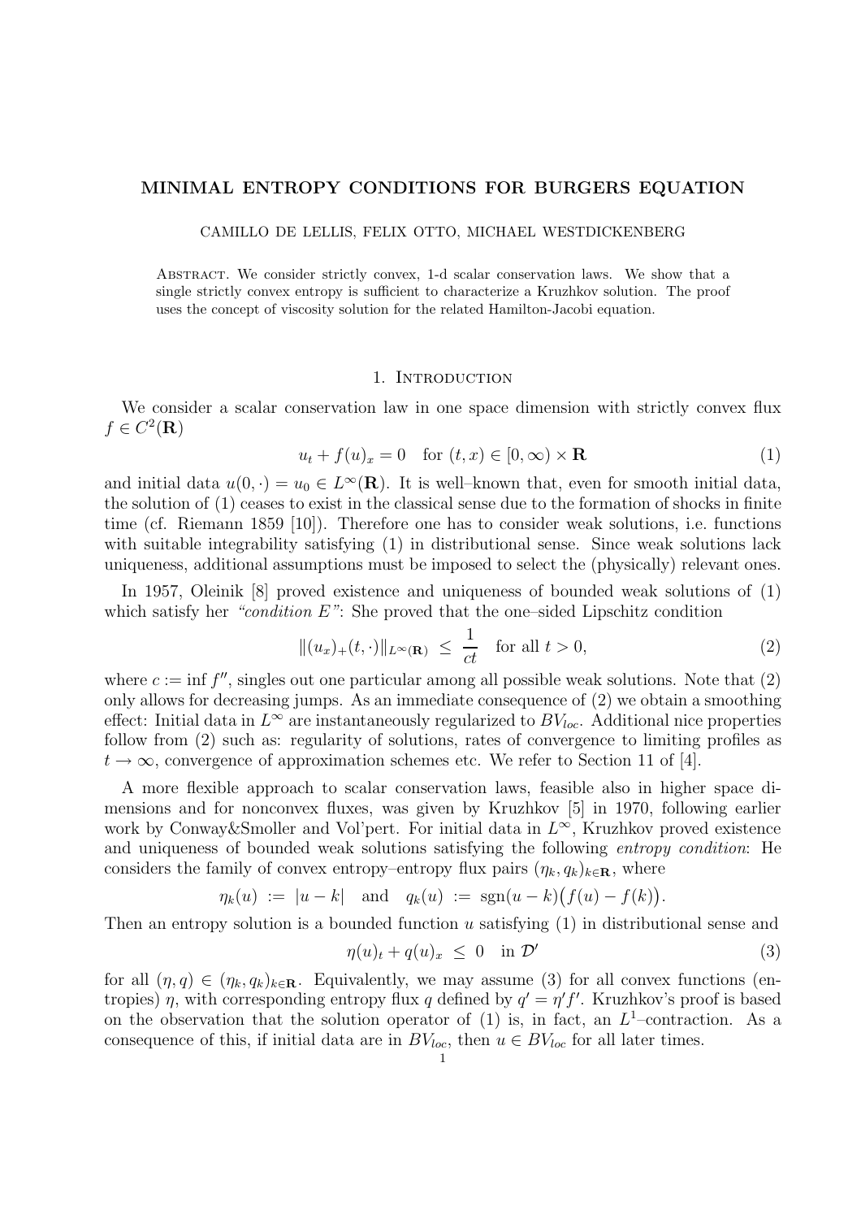# MINIMAL ENTROPY CONDITIONS FOR BURGERS EQUATION

CAMILLO DE LELLIS, FELIX OTTO, MICHAEL WESTDICKENBERG

Abstract. We consider strictly convex, 1-d scalar conservation laws. We show that a single strictly convex entropy is sufficient to characterize a Kruzhkov solution. The proof uses the concept of viscosity solution for the related Hamilton-Jacobi equation.

## 1. Introduction

We consider a scalar conservation law in one space dimension with strictly convex flux $f \in C^2(\mathbf{R})$

$$u_t + f(u)_x = 0 \quad \text{for } (t, x) \in [0, \infty) \times \mathbf{R} \tag{1}$$

and initial data $u(0, \cdot) = u_0 \in L^\infty(\mathbf{R})$. It is well–known that, even for smooth initial data, the solution of (1) ceases to exist in the classical sense due to the formation of shocks in finite time (cf. Riemann 1859 [10]). Therefore one has to consider weak solutions, i.e. functions with suitable integrability satisfying (1) in distributional sense. Since weak solutions lack uniqueness, additional assumptions must be imposed to select the (physically) relevant ones.

In 1957, Oleinik [8] proved existence and uniqueness of bounded weak solutions of (1) which satisfy her *"condition E"*: She proved that the one–sided Lipschitz condition

$$\|(u_x)_+(t, \cdot)\|_{L^\infty(\mathbf{R})} \;\leq\; \frac{1}{ct} \quad \text{for all } t > 0, \tag{2}$$

where $c := \inf f''$, singles out one particular among all possible weak solutions. Note that (2) only allows for decreasing jumps. As an immediate consequence of (2) we obtain a smoothing effect: Initial data in $L^\infty$ are instantaneously regularized to $BV_{loc}$. Additional nice properties follow from (2) such as: regularity of solutions, rates of convergence to limiting profiles as $t \to \infty$, convergence of approximation schemes etc. We refer to Section 11 of [4].

A more flexible approach to scalar conservation laws, feasible also in higher space dimensions and for nonconvex fluxes, was given by Kruzhkov [5] in 1970, following earlier work by Conway&Smoller and Vol'pert. For initial data in $L^\infty$, Kruzhkov proved existence and uniqueness of bounded weak solutions satisfying the following *entropy condition*: He considers the family of convex entropy–entropy flux pairs $(\eta_k, q_k)_{k\in\mathbf{R}}$, where

$$\eta_k(u) \;:=\; |u - k| \quad \text{and} \quad q_k(u) \;:=\; \operatorname{sgn}(u - k)\big(f(u) - f(k)\big).$$

Then an entropy solution is a bounded function $u$ satisfying (1) in distributional sense and

$$\eta(u)_t + q(u)_x \;\leq\; 0 \quad \text{in } \mathcal{D}' \tag{3}$$

for all $(\eta, q) \in (\eta_k, q_k)_{k\in\mathbf{R}}$. Equivalently, we may assume (3) for all convex functions (entropies) $\eta$, with corresponding entropy flux $q$ defined by $q' = \eta' f'$. Kruzhkov's proof is based on the observation that the solution operator of (1) is, in fact, an $L^1$–contraction. As a consequence of this, if initial data are in $BV_{loc}$, then $u \in BV_{loc}$ for all later times.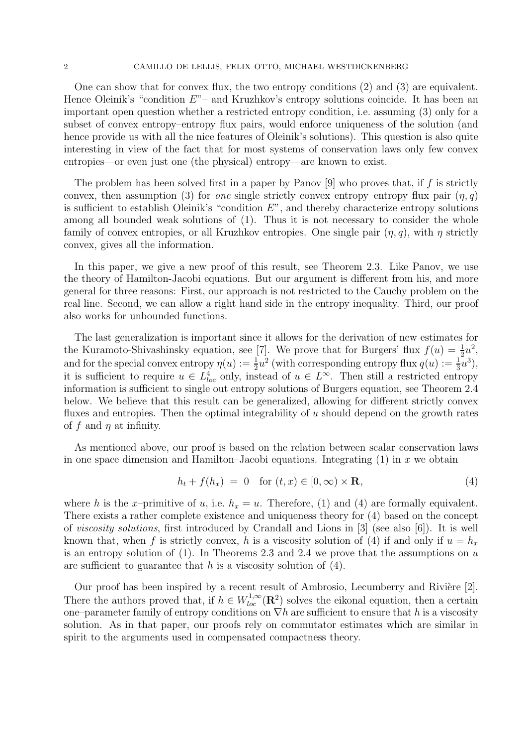One can show that for convex flux, the two entropy conditions (2) and (3) are equivalent. Hence Oleinik's "condition $E$"– and Kruzhkov's entropy solutions coincide. It has been an important open question whether a restricted entropy condition, i.e. assuming (3) only for a subset of convex entropy–entropy flux pairs, would enforce uniqueness of the solution (and hence provide us with all the nice features of Oleinik's solutions). This question is also quite interesting in view of the fact that for most systems of conservation laws only few convex entropies—or even just one (the physical) entropy—are known to exist.

The problem has been solved first in a paper by Panov [9] who proves that, if $f$ is strictly convex, then assumption (3) for *one* single strictly convex entropy–entropy flux pair $(\eta, q)$ is sufficient to establish Oleinik's "condition $E$", and thereby characterize entropy solutions among all bounded weak solutions of (1). Thus it is not necessary to consider the whole family of convex entropies, or all Kruzhkov entropies. One single pair $(\eta, q)$, with $\eta$ strictly convex, gives all the information.

In this paper, we give a new proof of this result, see Theorem 2.3. Like Panov, we use the theory of Hamilton-Jacobi equations. But our argument is different from his, and more general for three reasons: First, our approach is not restricted to the Cauchy problem on the real line. Second, we can allow a right hand side in the entropy inequality. Third, our proof also works for unbounded functions.

The last generalization is important since it allows for the derivation of new estimates for the Kuramoto-Shivashinsky equation, see [7]. We prove that for Burgers' flux $f(u) = \frac{1}{2}u^2$, and for the special convex entropy $\eta(u) := \frac{1}{2}u^2$ (with corresponding entropy flux $q(u) := \frac{1}{3}u^3$), it is sufficient to require $u \in L^4_{loc}$ only, instead of $u \in L^\infty$. Then still a restricted entropy information is sufficient to single out entropy solutions of Burgers equation, see Theorem 2.4 below. We believe that this result can be generalized, allowing for different strictly convex fluxes and entropies. Then the optimal integrability of $u$ should depend on the growth rates of $f$ and $\eta$ at infinity.

As mentioned above, our proof is based on the relation between scalar conservation laws in one space dimension and Hamilton–Jacobi equations. Integrating (1) in $x$ we obtain

$$h_t + f(h_x) \;=\; 0 \quad \text{for } (t, x) \in [0, \infty) \times \mathbf{R}, \tag{4}$$

where $h$ is the $x$–primitive of $u$, i.e. $h_x = u$. Therefore, (1) and (4) are formally equivalent. There exists a rather complete existence and uniqueness theory for (4) based on the concept of *viscosity solutions*, first introduced by Crandall and Lions in [3] (see also [6]). It is well known that, when $f$ is strictly convex, $h$ is a viscosity solution of (4) if and only if $u = h_x$ is an entropy solution of (1). In Theorems 2.3 and 2.4 we prove that the assumptions on $u$ are sufficient to guarantee that $h$ is a viscosity solution of (4).

Our proof has been inspired by a recent result of Ambrosio, Lecumberry and Rivière [2]. There the authors proved that, if $h \in W^{1,\infty}_{loc}(\mathbf{R}^2)$ solves the eikonal equation, then a certain one–parameter family of entropy conditions on $\nabla h$ are sufficient to ensure that $h$ is a viscosity solution. As in that paper, our proofs rely on commutator estimates which are similar in spirit to the arguments used in compensated compactness theory.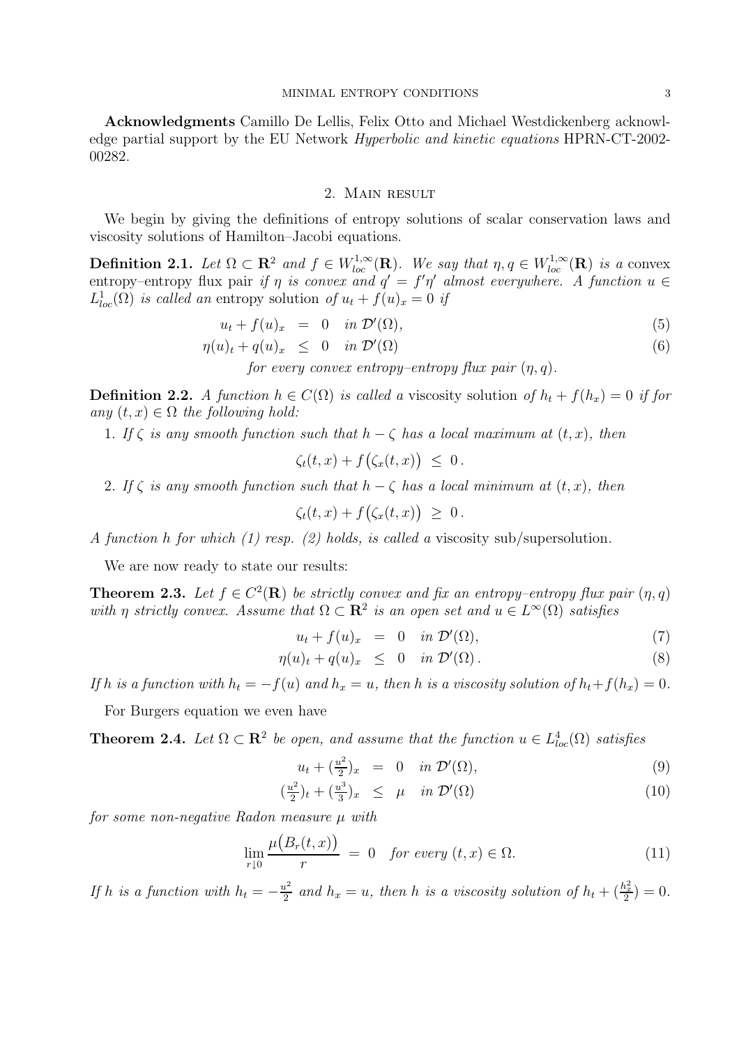**Acknowledgments** Camillo De Lellis, Felix Otto and Michael Westdickenberg acknowledge partial support by the EU Network *Hyperbolic and kinetic equations* HPRN-CT-2002-00282.

## 2. Main result

We begin by giving the definitions of entropy solutions of scalar conservation laws and viscosity solutions of Hamilton–Jacobi equations.

**Definition 2.1.** *Let $\Omega \subset \mathbf{R}^2$ and $f \in W^{1,\infty}_{loc}(\mathbf{R})$. We say that $\eta, q \in W^{1,\infty}_{loc}(\mathbf{R})$ is a* convex entropy–entropy flux pair *if $\eta$ is convex and $q' = f'\eta'$ almost everywhere. A function $u \in L^1_{loc}(\Omega)$ is called an* entropy solution *of $u_t + f(u)_x = 0$ if*

$$
\begin{aligned}
u_t + f(u)_x &= 0 \quad \text{in } \mathcal{D}'(\Omega), && (5)\\
\eta(u)_t + q(u)_x &\leq 0 \quad \text{in } \mathcal{D}'(\Omega) && (6)
\end{aligned}
$$

*for every convex entropy–entropy flux pair $(\eta, q)$.*

**Definition 2.2.** *A function $h \in C(\Omega)$ is called a* viscosity solution *of $h_t + f(h_x) = 0$ if for any $(t,x) \in \Omega$ the following hold:*

1. *If $\zeta$ is any smooth function such that $h - \zeta$ has a local maximum at $(t,x)$, then*
$$\zeta_t(t,x) + f\big(\zeta_x(t,x)\big) \leq 0\,.$$
2. *If $\zeta$ is any smooth function such that $h - \zeta$ has a local minimum at $(t,x)$, then*
$$\zeta_t(t,x) + f\big(\zeta_x(t,x)\big) \geq 0\,.$$

*A function $h$ for which (1) resp. (2) holds, is called a* viscosity sub/supersolution.

We are now ready to state our results:

**Theorem 2.3.** *Let $f \in C^2(\mathbf{R})$ be strictly convex and fix an entropy–entropy flux pair $(\eta, q)$ with $\eta$ strictly convex. Assume that $\Omega \subset \mathbf{R}^2$ is an open set and $u \in L^\infty(\Omega)$ satisfies*

$$
\begin{aligned}
u_t + f(u)_x &= 0 \quad \text{in } \mathcal{D}'(\Omega), && (7)\\
\eta(u)_t + q(u)_x &\leq 0 \quad \text{in } \mathcal{D}'(\Omega)\,. && (8)
\end{aligned}
$$

*If $h$ is a function with $h_t = -f(u)$ and $h_x = u$, then $h$ is a viscosity solution of $h_t + f(h_x) = 0$.*

For Burgers equation we even have

**Theorem 2.4.** *Let $\Omega \subset \mathbf{R}^2$ be open, and assume that the function $u \in L^4_{loc}(\Omega)$ satisfies*

$$
\begin{aligned}
u_t + \left(\tfrac{u^2}{2}\right)_x &= 0 \quad \text{in } \mathcal{D}'(\Omega), && (9)\\
\left(\tfrac{u^2}{2}\right)_t + \left(\tfrac{u^3}{3}\right)_x &\leq \mu \quad \text{in } \mathcal{D}'(\Omega) && (10)
\end{aligned}
$$

*for some non-negative Radon measure $\mu$ with*

$$\lim_{r \downarrow 0} \frac{\mu\big(B_r(t,x)\big)}{r} = 0 \quad \text{for every } (t,x) \in \Omega. \tag{11}$$

*If $h$ is a function with $h_t = -\frac{u^2}{2}$ and $h_x = u$, then $h$ is a viscosity solution of $h_t + \left(\frac{h_x^2}{2}\right) = 0$.*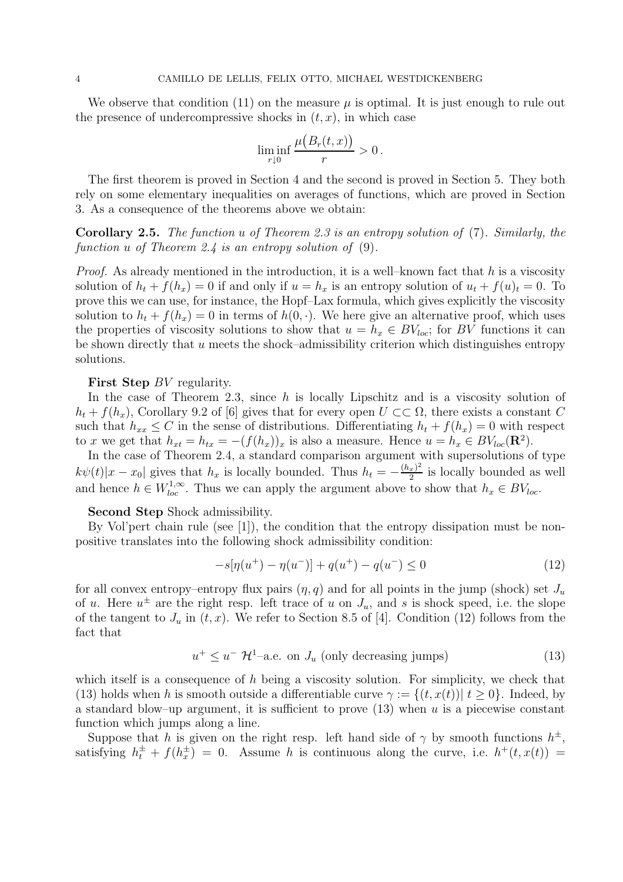We observe that condition (11) on the measure $\mu$ is optimal. It is just enough to rule out the presence of undercompressive shocks in $(t, x)$, in which case

$$\liminf_{r \downarrow 0} \frac{\mu\big(B_r(t,x)\big)}{r} > 0\,.$$

The first theorem is proved in Section 4 and the second is proved in Section 5. They both rely on some elementary inequalities on averages of functions, which are proved in Section 3. As a consequence of the theorems above we obtain:

**Corollary 2.5.** *The function $u$ of Theorem 2.3 is an entropy solution of* (7)*. Similarly, the function $u$ of Theorem 2.4 is an entropy solution of* (9)*.*

*Proof.* As already mentioned in the introduction, it is a well–known fact that $h$ is a viscosity solution of $h_t + f(h_x) = 0$ if and only if $u = h_x$ is an entropy solution of $u_t + f(u)_t = 0$. To prove this we can use, for instance, the Hopf–Lax formula, which gives explicitly the viscosity solution to $h_t + f(h_x) = 0$ in terms of $h(0, \cdot)$. We here give an alternative proof, which uses the properties of viscosity solutions to show that $u = h_x \in BV_{loc}$; for $BV$ functions it can be shown directly that $u$ meets the shock–admissibility criterion which distinguishes entropy solutions.

**First Step** $BV$ regularity.

In the case of Theorem 2.3, since $h$ is locally Lipschitz and is a viscosity solution of $h_t + f(h_x)$, Corollary 9.2 of [6] gives that for every open $U \subset\subset \Omega$, there exists a constant $C$ such that $h_{xx} \le C$ in the sense of distributions. Differentiating $h_t + f(h_x) = 0$ with respect to $x$ we get that $h_{xt} = h_{tx} = -(f(h_x))_x$ is also a measure. Hence $u = h_x \in BV_{loc}(\mathbf{R}^2)$.

In the case of Theorem 2.4, a standard comparison argument with supersolutions of type $k\psi(t)|x - x_0|$ gives that $h_x$ is locally bounded. Thus $h_t = -\frac{(h_x)^2}{2}$ is locally bounded as well and hence $h \in W^{1,\infty}_{loc}$. Thus we can apply the argument above to show that $h_x \in BV_{loc}$.

**Second Step** Shock admissibility.

By Vol'pert chain rule (see [1]), the condition that the entropy dissipation must be nonpositive translates into the following shock admissibility condition:

$$-s[\eta(u^+) - \eta(u^-)] + q(u^+) - q(u^-) \le 0 \tag{12}$$

for all convex entropy–entropy flux pairs $(\eta, q)$ and for all points in the jump (shock) set $J_u$ of $u$. Here $u^\pm$ are the right resp. left trace of $u$ on $J_u$, and $s$ is shock speed, i.e. the slope of the tangent to $J_u$ in $(t, x)$. We refer to Section 8.5 of [4]. Condition (12) follows from the fact that

$$u^+ \le u^- \ \mathcal{H}^1\text{–a.e. on } J_u \text{ (only decreasing jumps)} \tag{13}$$

which itself is a consequence of $h$ being a viscosity solution. For simplicity, we check that (13) holds when $h$ is smooth outside a differentiable curve $\gamma := \{(t, x(t)) |\ t \ge 0\}$. Indeed, by a standard blow–up argument, it is sufficient to prove (13) when $u$ is a piecewise constant function which jumps along a line.

Suppose that $h$ is given on the right resp. left hand side of $\gamma$ by smooth functions $h^\pm$, satisfying $h^\pm_t + f(h^\pm_x) = 0$. Assume $h$ is continuous along the curve, i.e. $h^+(t, x(t)) =$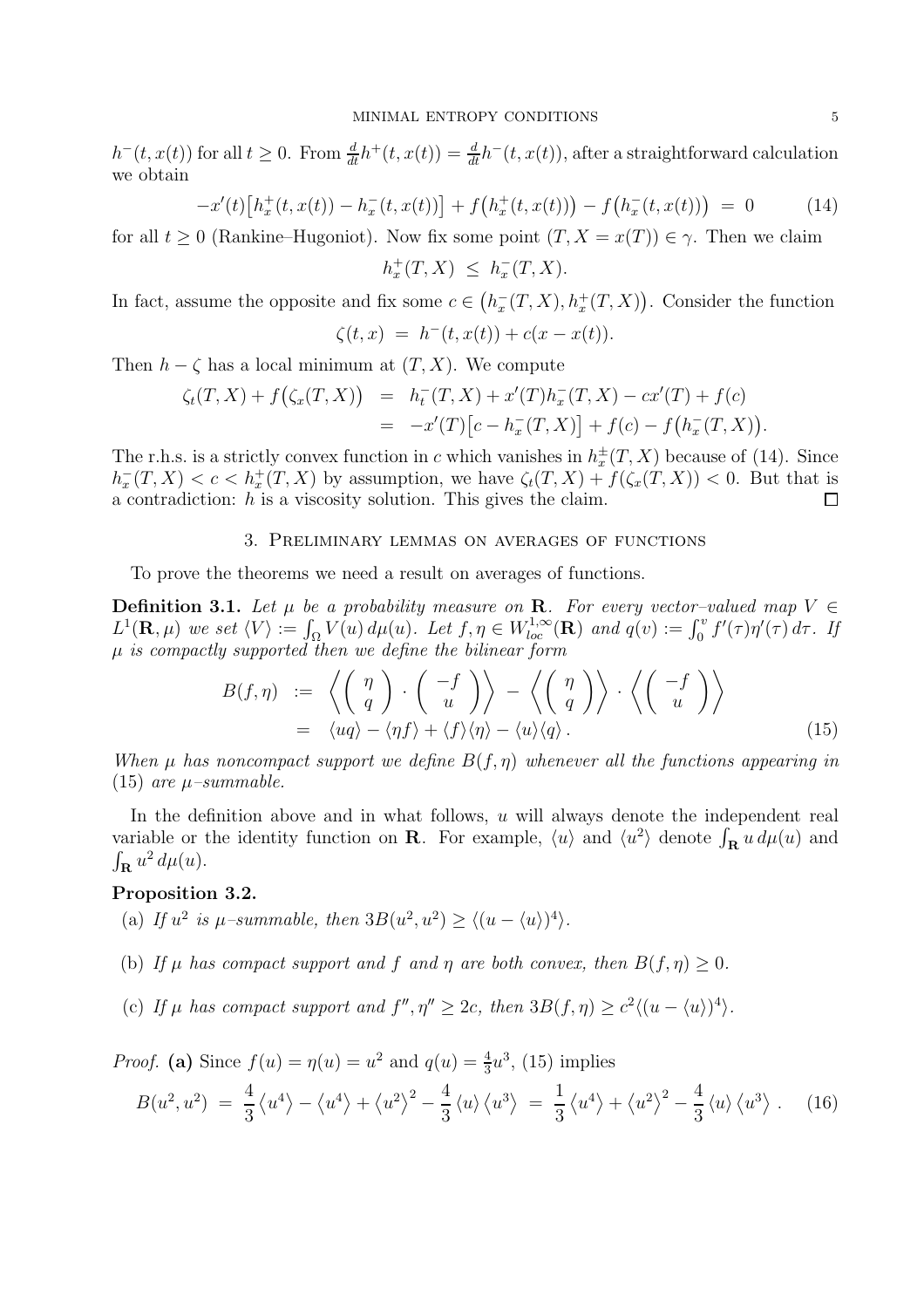$h^-(t, x(t))$ for all $t \geq 0$. From $\frac{d}{dt}h^+(t,x(t)) = \frac{d}{dt}h^-(t,x(t))$, after a straightforward calculation we obtain

$$-x'(t)\big[h_x^+(t,x(t)) - h_x^-(t,x(t))\big] + f\big(h_x^+(t,x(t))\big) - f\big(h_x^-(t,x(t))\big) \;=\; 0 \tag{14}$$

for all $t \geq 0$ (Rankine–Hugoniot). Now fix some point $(T, X = x(T)) \in \gamma$. Then we claim

$$h_x^+(T,X) \;\leq\; h_x^-(T,X).$$

In fact, assume the opposite and fix some $c \in \big(h_x^-(T,X), h_x^+(T,X)\big)$. Consider the function

$$\zeta(t,x) \;=\; h^-(t,x(t)) + c(x - x(t)).$$

Then $h - \zeta$ has a local minimum at $(T,X)$. We compute

$$\begin{aligned}
\zeta_t(T,X) + f\big(\zeta_x(T,X)\big) &= h_t^-(T,X) + x'(T)h_x^-(T,X) - cx'(T) + f(c) \\
&= -x'(T)\big[c - h_x^-(T,X)\big] + f(c) - f\big(h_x^-(T,X)\big).
\end{aligned}$$

The r.h.s. is a strictly convex function in $c$ which vanishes in $h_x^\pm(T,X)$ because of (14). Since $h_x^-(T,X) < c < h_x^+(T,X)$ by assumption, we have $\zeta_t(T,X) + f(\zeta_x(T,X)) < 0$. But that is a contradiction: $h$ is a viscosity solution. This gives the claim. $\square$

## 3. Preliminary lemmas on averages of functions

To prove the theorems we need a result on averages of functions.

**Definition 3.1.** *Let $\mu$ be a probability measure on $\mathbf{R}$. For every vector–valued map $V \in L^1(\mathbf{R}, \mu)$ we set $\langle V \rangle := \int_\Omega V(u)\, d\mu(u)$. Let $f, \eta \in W^{1,\infty}_{loc}(\mathbf{R})$ and $q(v) := \int_0^v f'(\tau)\eta'(\tau)\, d\tau$. If $\mu$ is compactly supported then we define the bilinear form*

$$\begin{aligned}
B(f,\eta) \;&:=\; \left\langle \begin{pmatrix} \eta \\ q \end{pmatrix} \cdot \begin{pmatrix} -f \\ u \end{pmatrix} \right\rangle - \left\langle \begin{pmatrix} \eta \\ q \end{pmatrix} \right\rangle \cdot \left\langle \begin{pmatrix} -f \\ u \end{pmatrix} \right\rangle \\
&=\; \langle uq \rangle - \langle \eta f \rangle + \langle f \rangle \langle \eta \rangle - \langle u \rangle \langle q \rangle \,.
\end{aligned} \tag{15}$$

*When $\mu$ has noncompact support we define $B(f,\eta)$ whenever all the functions appearing in (15) are $\mu$–summable.*

In the definition above and in what follows, $u$ will always denote the independent real variable or the identity function on $\mathbf{R}$. For example, $\langle u \rangle$ and $\langle u^2 \rangle$ denote $\int_\mathbf{R} u\, d\mu(u)$ and $\int_\mathbf{R} u^2\, d\mu(u)$.

**Proposition 3.2.**

(a) *If $u^2$ is $\mu$–summable, then $3B(u^2,u^2) \geq \langle (u - \langle u \rangle)^4 \rangle$.*

(b) *If $\mu$ has compact support and $f$ and $\eta$ are both convex, then $B(f,\eta) \geq 0$.*

(c) *If $\mu$ has compact support and $f'', \eta'' \geq 2c$, then $3B(f,\eta) \geq c^2 \langle (u - \langle u \rangle)^4 \rangle$.*

*Proof.* **(a)** Since $f(u) = \eta(u) = u^2$ and $q(u) = \frac{4}{3}u^3$, (15) implies

$$B(u^2,u^2) \;=\; \frac{4}{3}\left\langle u^4 \right\rangle - \left\langle u^4 \right\rangle + \left\langle u^2 \right\rangle^2 - \frac{4}{3}\left\langle u \right\rangle \left\langle u^3 \right\rangle \;=\; \frac{1}{3}\left\langle u^4 \right\rangle + \left\langle u^2 \right\rangle^2 - \frac{4}{3}\left\langle u \right\rangle \left\langle u^3 \right\rangle \,. \tag{16}$$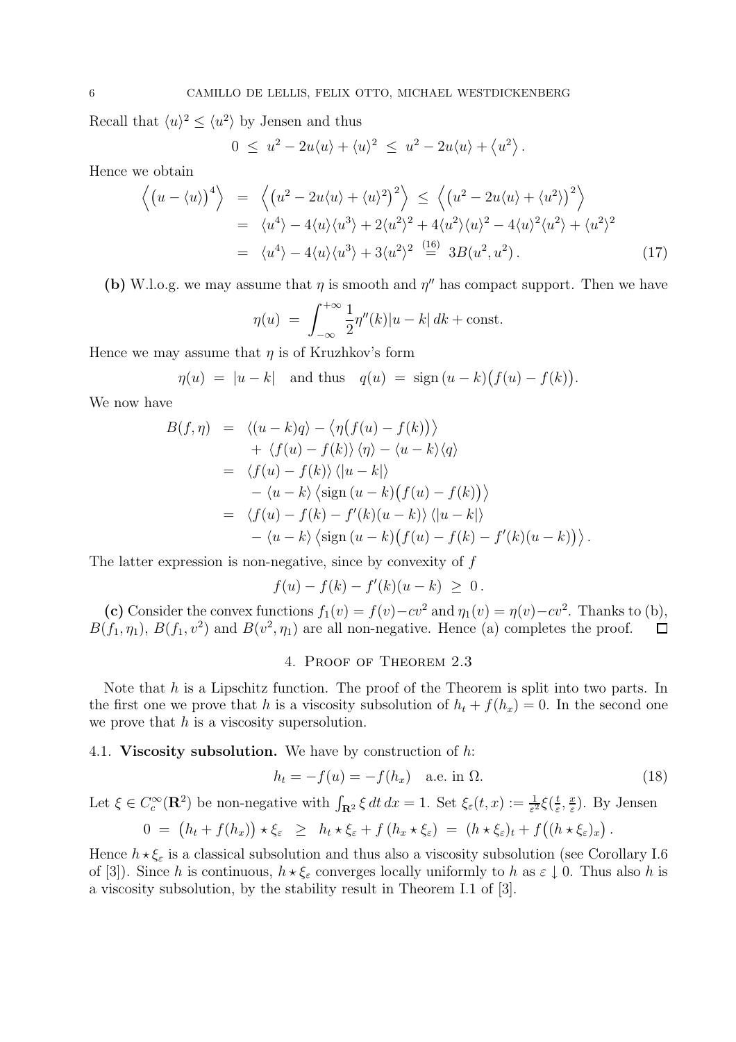Recall that $\langle u\rangle^2 \le \langle u^2\rangle$ by Jensen and thus

$$0 \;\le\; u^2 - 2u\langle u\rangle + \langle u\rangle^2 \;\le\; u^2 - 2u\langle u\rangle + \left\langle u^2\right\rangle.$$

Hence we obtain

$$\begin{aligned}
\left\langle \big(u-\langle u\rangle\big)^4\right\rangle &= \left\langle \big(u^2 - 2u\langle u\rangle + \langle u\rangle^2\big)^2\right\rangle \;\le\; \left\langle \big(u^2 - 2u\langle u\rangle + \langle u^2\rangle\big)^2\right\rangle \\
&= \langle u^4\rangle - 4\langle u\rangle\langle u^3\rangle + 2\langle u^2\rangle^2 + 4\langle u^2\rangle\langle u\rangle^2 - 4\langle u\rangle^2\langle u^2\rangle + \langle u^2\rangle^2 \\
&= \langle u^4\rangle - 4\langle u\rangle\langle u^3\rangle + 3\langle u^2\rangle^2 \;\overset{(16)}{=}\; 3B(u^2,u^2)\,. \qquad (17)
\end{aligned}$$

**(b)** W.l.o.g. we may assume that $\eta$ is smooth and $\eta''$ has compact support. Then we have

$$\eta(u) \;=\; \int_{-\infty}^{+\infty} \frac{1}{2}\eta''(k)|u-k|\,dk + \text{const.}$$

Hence we may assume that $\eta$ is of Kruzhkov's form

$$\eta(u) \;=\; |u-k| \quad \text{and thus} \quad q(u) \;=\; \operatorname{sign}(u-k)\big(f(u)-f(k)\big).$$

We now have

$$\begin{aligned}
B(f,\eta) &= \langle (u-k)q\rangle - \big\langle \eta\big(f(u)-f(k)\big)\big\rangle \\
&\quad + \langle f(u)-f(k)\rangle\,\langle \eta\rangle - \langle u-k\rangle\langle q\rangle \\
&= \langle f(u)-f(k)\rangle\,\langle |u-k|\rangle \\
&\quad - \langle u-k\rangle\,\big\langle \operatorname{sign}(u-k)\big(f(u)-f(k)\big)\big\rangle \\
&= \langle f(u)-f(k)-f'(k)(u-k)\rangle\,\langle |u-k|\rangle \\
&\quad - \langle u-k\rangle\,\big\langle \operatorname{sign}(u-k)\big(f(u)-f(k)-f'(k)(u-k)\big)\big\rangle\,.
\end{aligned}$$

The latter expression is non-negative, since by convexity of $f$

$$f(u)-f(k)-f'(k)(u-k) \;\ge\; 0\,.$$

**(c)** Consider the convex functions $f_1(v) = f(v)-cv^2$ and $\eta_1(v) = \eta(v)-cv^2$. Thanks to (b), $B(f_1,\eta_1)$, $B(f_1,v^2)$ and $B(v^2,\eta_1)$ are all non-negative. Hence (a) completes the proof. $\square$

## 4. Proof of Theorem 2.3

Note that $h$ is a Lipschitz function. The proof of the Theorem is split into two parts. In the first one we prove that $h$ is a viscosity subsolution of $h_t + f(h_x) = 0$. In the second one we prove that $h$ is a viscosity supersolution.

### 4.1. Viscosity subsolution.

We have by construction of $h$:

$$h_t = -f(u) = -f(h_x) \quad \text{a.e. in } \Omega. \qquad (18)$$

Let $\xi \in C_c^\infty(\mathbf{R}^2)$ be non-negative with $\int_{\mathbf{R}^2} \xi\,dt\,dx = 1$. Set $\xi_\varepsilon(t,x) := \frac{1}{\varepsilon^2}\xi(\frac{t}{\varepsilon},\frac{x}{\varepsilon})$. By Jensen

$$0 \;=\; \big(h_t + f(h_x)\big)\star\xi_\varepsilon \;\;\ge\;\; h_t\star\xi_\varepsilon + f\left(h_x\star\xi_\varepsilon\right) \;=\; (h\star\xi_\varepsilon)_t + f\big((h\star\xi_\varepsilon)_x\big)\,.$$

Hence $h\star\xi_\varepsilon$ is a classical subsolution and thus also a viscosity subsolution (see Corollary I.6 of [3]). Since $h$ is continuous, $h\star\xi_\varepsilon$ converges locally uniformly to $h$ as $\varepsilon \downarrow 0$. Thus also $h$ is a viscosity subsolution, by the stability result in Theorem I.1 of [3].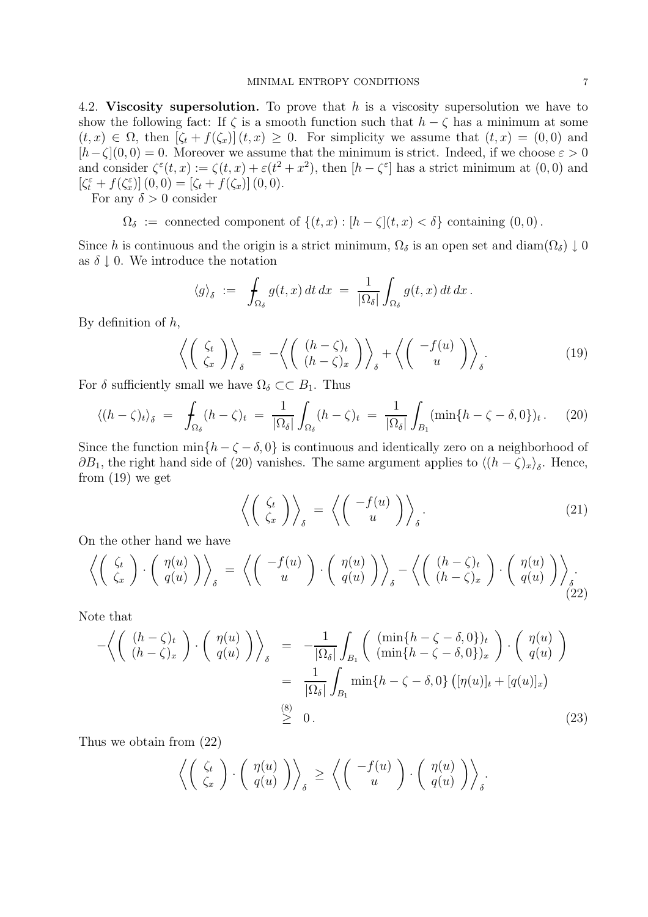4.2. **Viscosity supersolution.** To prove that $h$ is a viscosity supersolution we have to show the following fact: If $\zeta$ is a smooth function such that $h - \zeta$ has a minimum at some $(t,x) \in \Omega$, then $[\zeta_t + f(\zeta_x)](t,x) \geq 0$. For simplicity we assume that $(t,x) = (0,0)$ and $[h-\zeta](0,0) = 0$. Moreover we assume that the minimum is strict. Indeed, if we choose $\varepsilon > 0$ and consider $\zeta^\varepsilon(t,x) := \zeta(t,x) + \varepsilon(t^2 + x^2)$, then $[h - \zeta^\varepsilon]$ has a strict minimum at $(0,0)$ and $[\zeta^\varepsilon_t + f(\zeta^\varepsilon_x)](0,0) = [\zeta_t + f(\zeta_x)](0,0)$.

For any $\delta > 0$ consider

$$\Omega_\delta \;:=\; \text{connected component of } \{(t,x) : [h-\zeta](t,x) < \delta\} \text{ containing } (0,0)\,.$$

Since $h$ is continuous and the origin is a strict minimum, $\Omega_\delta$ is an open set and $\mathrm{diam}(\Omega_\delta) \downarrow 0$ as $\delta \downarrow 0$. We introduce the notation

$$\langle g \rangle_\delta \;:=\; \fint_{\Omega_\delta} g(t,x)\,dt\,dx \;=\; \frac{1}{|\Omega_\delta|}\int_{\Omega_\delta} g(t,x)\,dt\,dx\,.$$

By definition of $h$,

$$\left\langle \begin{pmatrix} \zeta_t \\ \zeta_x \end{pmatrix} \right\rangle_\delta \;=\; -\left\langle \begin{pmatrix} (h-\zeta)_t \\ (h-\zeta)_x \end{pmatrix} \right\rangle_\delta + \left\langle \begin{pmatrix} -f(u) \\ u \end{pmatrix} \right\rangle_\delta. \tag{19}$$

For $\delta$ sufficiently small we have $\Omega_\delta \subset\subset B_1$. Thus

$$\langle (h-\zeta)_t \rangle_\delta \;=\; \fint_{\Omega_\delta} (h-\zeta)_t \;=\; \frac{1}{|\Omega_\delta|}\int_{\Omega_\delta} (h-\zeta)_t \;=\; \frac{1}{|\Omega_\delta|}\int_{B_1} (\min\{h-\zeta-\delta, 0\})_t\,. \tag{20}$$

Since the function $\min\{h-\zeta-\delta,0\}$ is continuous and identically zero on a neighborhood of $\partial B_1$, the right hand side of (20) vanishes. The same argument applies to $\langle (h-\zeta)_x \rangle_\delta$. Hence, from (19) we get

$$\left\langle \begin{pmatrix} \zeta_t \\ \zeta_x \end{pmatrix} \right\rangle_\delta \;=\; \left\langle \begin{pmatrix} -f(u) \\ u \end{pmatrix} \right\rangle_\delta. \tag{21}$$

On the other hand we have

$$\left\langle \begin{pmatrix} \zeta_t \\ \zeta_x \end{pmatrix} \cdot \begin{pmatrix} \eta(u) \\ q(u) \end{pmatrix} \right\rangle_\delta \;=\; \left\langle \begin{pmatrix} -f(u) \\ u \end{pmatrix} \cdot \begin{pmatrix} \eta(u) \\ q(u) \end{pmatrix} \right\rangle_\delta - \left\langle \begin{pmatrix} (h-\zeta)_t \\ (h-\zeta)_x \end{pmatrix} \cdot \begin{pmatrix} \eta(u) \\ q(u) \end{pmatrix} \right\rangle_\delta. \tag{22}$$

Note that

$$\begin{aligned}
-\left\langle \begin{pmatrix} (h-\zeta)_t \\ (h-\zeta)_x \end{pmatrix} \cdot \begin{pmatrix} \eta(u) \\ q(u) \end{pmatrix} \right\rangle_\delta \;&=\; -\frac{1}{|\Omega_\delta|}\int_{B_1} \begin{pmatrix} (\min\{h-\zeta-\delta,0\})_t \\ (\min\{h-\zeta-\delta,0\})_x \end{pmatrix} \cdot \begin{pmatrix} \eta(u) \\ q(u) \end{pmatrix} \\
&=\; \frac{1}{|\Omega_\delta|}\int_{B_1} \min\{h-\zeta-\delta,0\}\left([\eta(u)]_t + [q(u)]_x\right) \\
&\overset{(8)}{\geq}\; 0\,.
\end{aligned} \tag{23}$$

Thus we obtain from (22)

$$\left\langle \begin{pmatrix} \zeta_t \\ \zeta_x \end{pmatrix} \cdot \begin{pmatrix} \eta(u) \\ q(u) \end{pmatrix} \right\rangle_\delta \;\geq\; \left\langle \begin{pmatrix} -f(u) \\ u \end{pmatrix} \cdot \begin{pmatrix} \eta(u) \\ q(u) \end{pmatrix} \right\rangle_\delta.$$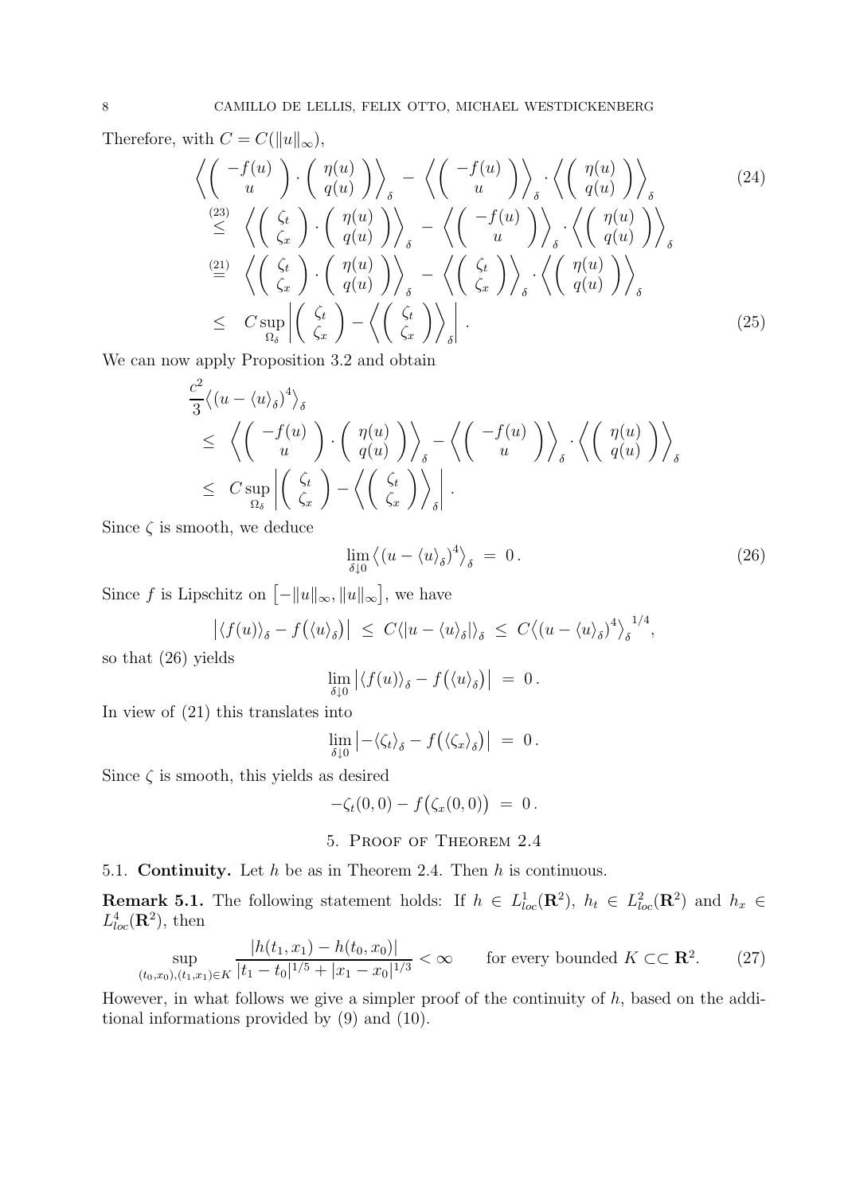Therefore, with $C = C(\|u\|_\infty)$,

$$
\begin{aligned}
&\left\langle \begin{pmatrix} -f(u) \\ u \end{pmatrix} \cdot \begin{pmatrix} \eta(u) \\ q(u) \end{pmatrix} \right\rangle_\delta - \left\langle \begin{pmatrix} -f(u) \\ u \end{pmatrix} \right\rangle_\delta \cdot \left\langle \begin{pmatrix} \eta(u) \\ q(u) \end{pmatrix} \right\rangle_\delta \qquad (24)\\
&\overset{(23)}{\leq} \left\langle \begin{pmatrix} \zeta_t \\ \zeta_x \end{pmatrix} \cdot \begin{pmatrix} \eta(u) \\ q(u) \end{pmatrix} \right\rangle_\delta - \left\langle \begin{pmatrix} -f(u) \\ u \end{pmatrix} \right\rangle_\delta \cdot \left\langle \begin{pmatrix} \eta(u) \\ q(u) \end{pmatrix} \right\rangle_\delta \\
&\overset{(21)}{=} \left\langle \begin{pmatrix} \zeta_t \\ \zeta_x \end{pmatrix} \cdot \begin{pmatrix} \eta(u) \\ q(u) \end{pmatrix} \right\rangle_\delta - \left\langle \begin{pmatrix} \zeta_t \\ \zeta_x \end{pmatrix} \right\rangle_\delta \cdot \left\langle \begin{pmatrix} \eta(u) \\ q(u) \end{pmatrix} \right\rangle_\delta \\
&\leq \; C \sup_{\Omega_\delta} \left| \begin{pmatrix} \zeta_t \\ \zeta_x \end{pmatrix} - \left\langle \begin{pmatrix} \zeta_t \\ \zeta_x \end{pmatrix} \right\rangle_\delta \right|. \qquad (25)
\end{aligned}
$$

We can now apply Proposition 3.2 and obtain

$$
\begin{aligned}
&\frac{c^2}{3} \big\langle (u - \langle u \rangle_\delta)^4 \big\rangle_\delta \\
&\leq \left\langle \begin{pmatrix} -f(u) \\ u \end{pmatrix} \cdot \begin{pmatrix} \eta(u) \\ q(u) \end{pmatrix} \right\rangle_\delta - \left\langle \begin{pmatrix} -f(u) \\ u \end{pmatrix} \right\rangle_\delta \cdot \left\langle \begin{pmatrix} \eta(u) \\ q(u) \end{pmatrix} \right\rangle_\delta \\
&\leq C \sup_{\Omega_\delta} \left| \begin{pmatrix} \zeta_t \\ \zeta_x \end{pmatrix} - \left\langle \begin{pmatrix} \zeta_t \\ \zeta_x \end{pmatrix} \right\rangle_\delta \right|.
\end{aligned}
$$

Since $\zeta$ is smooth, we deduce

$$
\lim_{\delta \downarrow 0} \big\langle (u - \langle u \rangle_\delta)^4 \big\rangle_\delta \; = \; 0 \,. \qquad (26)
$$

Since $f$ is Lipschitz on $\big[-\|u\|_\infty, \|u\|_\infty\big]$, we have

$$
\big| \langle f(u) \rangle_\delta - f\big(\langle u \rangle_\delta\big) \big| \; \leq \; C \langle |u - \langle u \rangle_\delta| \rangle_\delta \; \leq \; C \big\langle (u - \langle u \rangle_\delta)^4 \big\rangle_\delta^{\,1/4},
$$

so that (26) yields

$$
\lim_{\delta \downarrow 0} \big| \langle f(u) \rangle_\delta - f\big(\langle u \rangle_\delta\big) \big| \; = \; 0 \,.
$$

In view of (21) this translates into

$$
\lim_{\delta \downarrow 0} \big| -\langle \zeta_t \rangle_\delta - f\big(\langle \zeta_x \rangle_\delta\big) \big| \; = \; 0 \,.
$$

Since $\zeta$ is smooth, this yields as desired

$$
-\zeta_t(0,0) - f\big(\zeta_x(0,0)\big) \; = \; 0 \,.
$$

## 5. Proof of Theorem 2.4

### 5.1. **Continuity.** Let $h$ be as in Theorem 2.4. Then $h$ is continuous.

**Remark 5.1.** The following statement holds: If $h \in L^1_{loc}(\mathbf{R}^2)$, $h_t \in L^2_{loc}(\mathbf{R}^2)$ and $h_x \in L^4_{loc}(\mathbf{R}^2)$, then

$$
\sup_{(t_0,x_0),(t_1,x_1) \in K} \frac{|h(t_1,x_1) - h(t_0,x_0)|}{|t_1 - t_0|^{1/5} + |x_1 - x_0|^{1/3}} < \infty \qquad \text{for every bounded } K \subset\subset \mathbf{R}^2. \qquad (27)
$$

However, in what follows we give a simpler proof of the continuity of $h$, based on the additional informations provided by (9) and (10).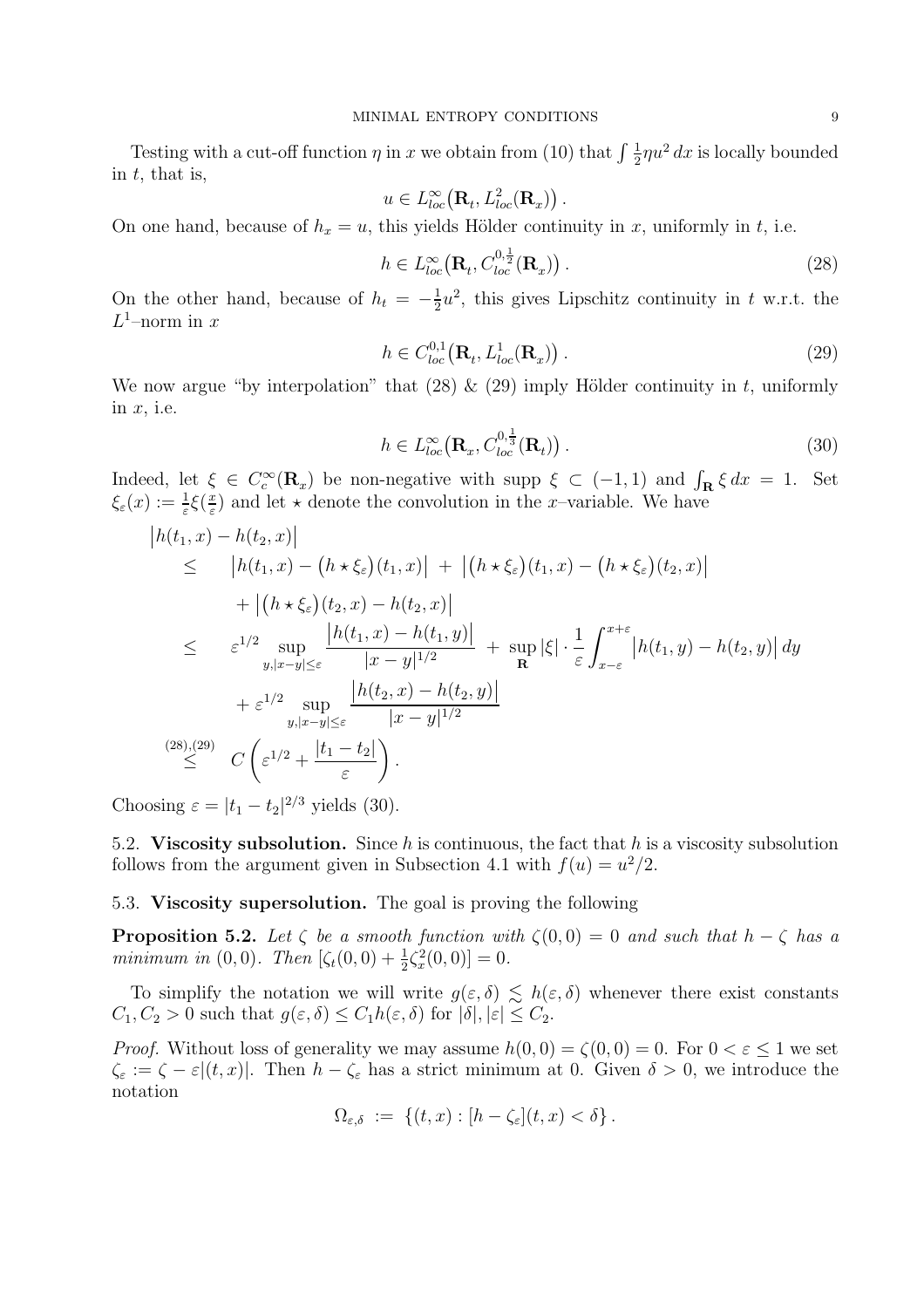Testing with a cut-off function $\eta$ in $x$ we obtain from (10) that $\int \frac{1}{2}\eta u^2\,dx$ is locally bounded in $t$, that is,

$$
u \in L^\infty_{loc}\big(\mathbf{R}_t, L^2_{loc}(\mathbf{R}_x)\big)\,.
$$

On one hand, because of $h_x = u$, this yields Hölder continuity in $x$, uniformly in $t$, i.e.

$$
h \in L^\infty_{loc}\big(\mathbf{R}_t, C^{0,\frac{1}{2}}_{loc}(\mathbf{R}_x)\big)\,. \tag{28}
$$

On the other hand, because of $h_t = -\frac{1}{2}u^2$, this gives Lipschitz continuity in $t$ w.r.t. the $L^1$–norm in $x$

$$
h \in C^{0,1}_{loc}\big(\mathbf{R}_t, L^1_{loc}(\mathbf{R}_x)\big)\,. \tag{29}
$$

We now argue "by interpolation" that (28) & (29) imply Hölder continuity in $t$, uniformly in $x$, i.e.

$$
h \in L^\infty_{loc}\big(\mathbf{R}_x, C^{0,\frac{1}{3}}_{loc}(\mathbf{R}_t)\big)\,. \tag{30}
$$

Indeed, let $\xi \in C^\infty_c(\mathbf{R}_x)$ be non-negative with supp $\xi \subset (-1,1)$ and $\int_{\mathbf{R}} \xi\,dx = 1$. Set $\xi_\varepsilon(x) := \frac{1}{\varepsilon}\xi(\frac{x}{\varepsilon})$ and let $\star$ denote the convolution in the $x$–variable. We have

$$
\begin{aligned}
&\big|h(t_1,x) - h(t_2,x)\big| \\
&\le \quad \big|h(t_1,x) - \big(h\star\xi_\varepsilon\big)(t_1,x)\big| \;+\; \big|\big(h\star\xi_\varepsilon\big)(t_1,x) - \big(h\star\xi_\varepsilon\big)(t_2,x)\big| \\
&\qquad + \big|\big(h\star\xi_\varepsilon\big)(t_2,x) - h(t_2,x)\big| \\
&\le \quad \varepsilon^{1/2}\sup_{y,|x-y|\le\varepsilon}\frac{\big|h(t_1,x)-h(t_1,y)\big|}{|x-y|^{1/2}} \;+\; \sup_{\mathbf{R}}|\xi|\cdot\frac{1}{\varepsilon}\int_{x-\varepsilon}^{x+\varepsilon}\big|h(t_1,y)-h(t_2,y)\big|\,dy \\
&\qquad + \varepsilon^{1/2}\sup_{y,|x-y|\le\varepsilon}\frac{\big|h(t_2,x)-h(t_2,y)\big|}{|x-y|^{1/2}} \\
&\overset{(28),(29)}{\le} \quad C\left(\varepsilon^{1/2} + \frac{|t_1-t_2|}{\varepsilon}\right).
\end{aligned}
$$

Choosing $\varepsilon = |t_1 - t_2|^{2/3}$ yields (30).

5.2. **Viscosity subsolution.** Since $h$ is continuous, the fact that $h$ is a viscosity subsolution follows from the argument given in Subsection 4.1 with $f(u) = u^2/2$.

5.3. **Viscosity supersolution.** The goal is proving the following

**Proposition 5.2.** *Let $\zeta$ be a smooth function with $\zeta(0,0) = 0$ and such that $h - \zeta$ has a minimum in $(0,0)$. Then $[\zeta_t(0,0) + \frac{1}{2}\zeta_x^2(0,0)] = 0$.*

To simplify the notation we will write $g(\varepsilon,\delta) \lesssim h(\varepsilon,\delta)$ whenever there exist constants $C_1, C_2 > 0$ such that $g(\varepsilon,\delta) \le C_1 h(\varepsilon,\delta)$ for $|\delta|, |\varepsilon| \le C_2$.

*Proof.* Without loss of generality we may assume $h(0,0) = \zeta(0,0) = 0$. For $0 < \varepsilon \le 1$ we set $\zeta_\varepsilon := \zeta - \varepsilon|(t,x)|$. Then $h - \zeta_\varepsilon$ has a strict minimum at 0. Given $\delta > 0$, we introduce the notation

$$
\Omega_{\varepsilon,\delta} \;:=\; \{(t,x) : [h - \zeta_\varepsilon](t,x) < \delta\}\,.
$$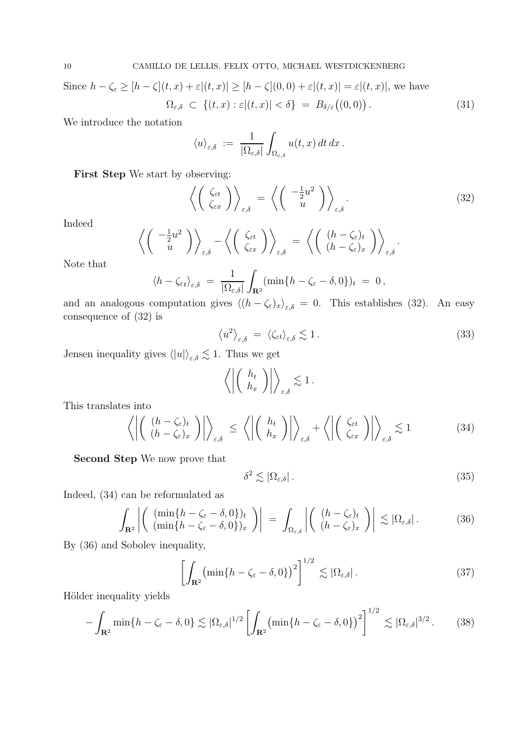Since $h - \zeta_\varepsilon \geq [h-\zeta](t,x) + \varepsilon|(t,x)| \geq [h-\zeta](0,0) + \varepsilon|(t,x)| = \varepsilon|(t,x)|$, we have

$$\Omega_{\varepsilon,\delta} \subset \{(t,x) : \varepsilon|(t,x)| < \delta\} = B_{\delta/\varepsilon}\big((0,0)\big) . \tag{31}$$

We introduce the notation

$$\langle u \rangle_{\varepsilon,\delta} := \frac{1}{|\Omega_{\varepsilon,\delta}|} \int_{\Omega_{\varepsilon,\delta}} u(t,x)\, dt\, dx .$$

**First Step** We start by observing:

$$\left\langle \begin{pmatrix} \zeta_{\varepsilon t} \\ \zeta_{\varepsilon x} \end{pmatrix} \right\rangle_{\varepsilon,\delta} = \left\langle \begin{pmatrix} -\frac{1}{2}u^2 \\ u \end{pmatrix} \right\rangle_{\varepsilon,\delta} . \tag{32}$$

Indeed

$$\left\langle \begin{pmatrix} -\frac{1}{2}u^2 \\ u \end{pmatrix} \right\rangle_{\varepsilon,\delta} - \left\langle \begin{pmatrix} \zeta_{\varepsilon t} \\ \zeta_{\varepsilon x} \end{pmatrix} \right\rangle_{\varepsilon,\delta} = \left\langle \begin{pmatrix} (h-\zeta_\varepsilon)_t \\ (h-\zeta_\varepsilon)_x \end{pmatrix} \right\rangle_{\varepsilon,\delta} .$$

Note that

$$\langle h - \zeta_{\varepsilon t} \rangle_{\varepsilon,\delta} = \frac{1}{|\Omega_{\varepsilon,\delta}|} \int_{\mathbf{R}^2} (\min\{h-\zeta_\varepsilon - \delta, 0\})_t = 0 ,$$

and an analogous computation gives $\langle (h-\zeta_\varepsilon)_x \rangle_{\varepsilon,\delta} = 0$. This establishes (32). An easy consequence of (32) is

$$\left\langle u^2 \right\rangle_{\varepsilon,\delta} = \langle \zeta_{\varepsilon t} \rangle_{\varepsilon,\delta} \lesssim 1 . \tag{33}$$

Jensen inequality gives $\langle |u| \rangle_{\varepsilon,\delta} \lesssim 1$. Thus we get

$$\left\langle \left| \begin{pmatrix} h_t \\ h_x \end{pmatrix} \right| \right\rangle_{\varepsilon,\delta} \lesssim 1 .$$

This translates into

$$\left\langle \left| \begin{pmatrix} (h-\zeta_\varepsilon)_t \\ (h-\zeta_\varepsilon)_x \end{pmatrix} \right| \right\rangle_{\varepsilon,\delta} \leq \left\langle \left| \begin{pmatrix} h_t \\ h_x \end{pmatrix} \right| \right\rangle_{\varepsilon,\delta} + \left\langle \left| \begin{pmatrix} \zeta_{\varepsilon t} \\ \zeta_{\varepsilon x} \end{pmatrix} \right| \right\rangle_{\varepsilon,\delta} \lesssim 1 \tag{34}$$

**Second Step** We now prove that

$$\delta^2 \lesssim |\Omega_{\varepsilon,\delta}| . \tag{35}$$

Indeed, (34) can be reformulated as

$$\int_{\mathbf{R}^2} \left| \begin{pmatrix} (\min\{h-\zeta_\varepsilon-\delta,0\})_t \\ (\min\{h-\zeta_\varepsilon-\delta,0\})_x \end{pmatrix} \right| = \int_{\Omega_{\varepsilon,\delta}} \left| \begin{pmatrix} (h-\zeta_\varepsilon)_t \\ (h-\zeta_\varepsilon)_x \end{pmatrix} \right| \lesssim |\Omega_{\varepsilon,\delta}| . \tag{36}$$

By (36) and Sobolev inequality,

$$\left[ \int_{\mathbf{R}^2} \big( \min\{h-\zeta_\varepsilon - \delta, 0\} \big)^2 \right]^{1/2} \lesssim |\Omega_{\varepsilon,\delta}| . \tag{37}$$

Hölder inequality yields

$$-\int_{\mathbf{R}^2} \min\{h-\zeta_\varepsilon-\delta,0\} \lesssim |\Omega_{\varepsilon,\delta}|^{1/2} \left[ \int_{\mathbf{R}^2} \big( \min\{h-\zeta_\varepsilon-\delta,0\} \big)^2 \right]^{1/2} \lesssim |\Omega_{\varepsilon,\delta}|^{3/2} . \tag{38}$$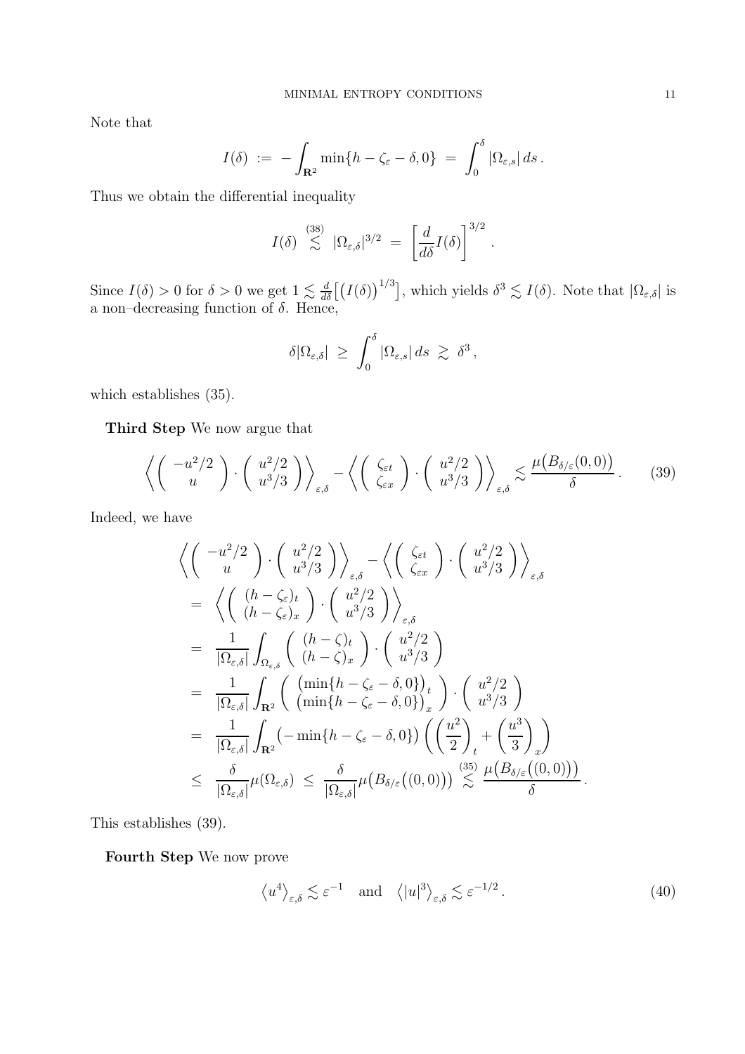Note that

$$
I(\delta) \;:=\; -\int_{\mathbf{R}^2} \min\{h-\zeta_\varepsilon-\delta,0\} \;=\; \int_0^\delta |\Omega_{\varepsilon,s}|\,ds\,.
$$

Thus we obtain the differential inequality

$$
I(\delta) \;\overset{(38)}{\lesssim}\; |\Omega_{\varepsilon,\delta}|^{3/2} \;=\; \left[\frac{d}{d\delta}I(\delta)\right]^{3/2}.
$$

Since $I(\delta)>0$ for $\delta>0$ we get $1\lesssim \frac{d}{d\delta}\big[\big(I(\delta)\big)^{1/3}\big]$, which yields $\delta^3\lesssim I(\delta)$. Note that $|\Omega_{\varepsilon,\delta}|$ is a non–decreasing function of $\delta$. Hence,

$$
\delta|\Omega_{\varepsilon,\delta}| \;\geq\; \int_0^\delta |\Omega_{\varepsilon,s}|\,ds \;\gtrsim\; \delta^3\,,
$$

which establishes (35).

**Third Step** We now argue that

$$
\left\langle \left(\begin{array}{c} -u^2/2 \\ u \end{array}\right)\cdot\left(\begin{array}{c} u^2/2 \\ u^3/3 \end{array}\right)\right\rangle_{\varepsilon,\delta} - \left\langle \left(\begin{array}{c} \zeta_{\varepsilon t} \\ \zeta_{\varepsilon x} \end{array}\right)\cdot\left(\begin{array}{c} u^2/2 \\ u^3/3 \end{array}\right)\right\rangle_{\varepsilon,\delta} \lesssim \frac{\mu\big(B_{\delta/\varepsilon}(0,0)\big)}{\delta}\,. \tag{39}
$$

Indeed, we have

$$
\begin{aligned}
&\left\langle \left(\begin{array}{c} -u^2/2 \\ u \end{array}\right)\cdot\left(\begin{array}{c} u^2/2 \\ u^3/3 \end{array}\right)\right\rangle_{\varepsilon,\delta} - \left\langle \left(\begin{array}{c} \zeta_{\varepsilon t} \\ \zeta_{\varepsilon x} \end{array}\right)\cdot\left(\begin{array}{c} u^2/2 \\ u^3/3 \end{array}\right)\right\rangle_{\varepsilon,\delta} \\
&= \left\langle \left(\begin{array}{c} (h-\zeta_\varepsilon)_t \\ (h-\zeta_\varepsilon)_x \end{array}\right)\cdot\left(\begin{array}{c} u^2/2 \\ u^3/3 \end{array}\right)\right\rangle_{\varepsilon,\delta} \\
&= \frac{1}{|\Omega_{\varepsilon,\delta}|}\int_{\Omega_{\varepsilon,\delta}} \left(\begin{array}{c} (h-\zeta)_t \\ (h-\zeta)_x \end{array}\right)\cdot\left(\begin{array}{c} u^2/2 \\ u^3/3 \end{array}\right) \\
&= \frac{1}{|\Omega_{\varepsilon,\delta}|}\int_{\mathbf{R}^2} \left(\begin{array}{c} \big(\min\{h-\zeta_\varepsilon-\delta,0\}\big)_t \\ \big(\min\{h-\zeta_\varepsilon-\delta,0\}\big)_x \end{array}\right)\cdot\left(\begin{array}{c} u^2/2 \\ u^3/3 \end{array}\right) \\
&= \frac{1}{|\Omega_{\varepsilon,\delta}|}\int_{\mathbf{R}^2} \big(-\min\{h-\zeta_\varepsilon-\delta,0\}\big)\left(\left(\frac{u^2}{2}\right)_t+\left(\frac{u^3}{3}\right)_x\right) \\
&\leq \frac{\delta}{|\Omega_{\varepsilon,\delta}|}\mu(\Omega_{\varepsilon,\delta}) \;\leq\; \frac{\delta}{|\Omega_{\varepsilon,\delta}|}\mu\big(B_{\delta/\varepsilon}\big((0,0)\big)\big) \;\overset{(35)}{\lesssim}\; \frac{\mu\big(B_{\delta/\varepsilon}\big((0,0)\big)\big)}{\delta}\,.
\end{aligned}
$$

This establishes (39).

**Fourth Step** We now prove

$$
\big\langle u^4\big\rangle_{\varepsilon,\delta}\lesssim\varepsilon^{-1} \quad\text{and}\quad \big\langle |u|^3\big\rangle_{\varepsilon,\delta}\lesssim\varepsilon^{-1/2}\,. \tag{40}
$$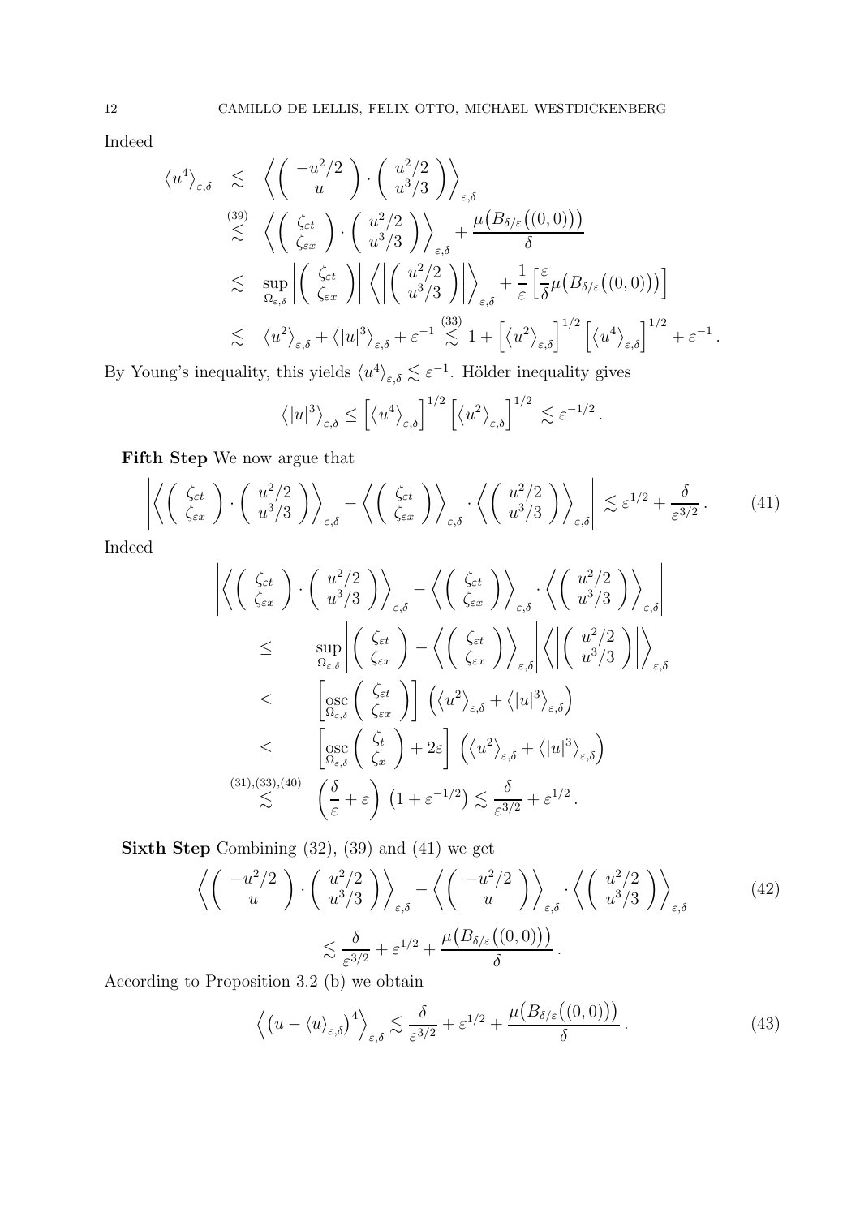Indeed

$$
\begin{aligned}
\left\langle u^4\right\rangle_{\varepsilon,\delta} &\lesssim \left\langle \begin{pmatrix} -u^2/2 \\ u \end{pmatrix} \cdot \begin{pmatrix} u^2/2 \\ u^3/3 \end{pmatrix} \right\rangle_{\varepsilon,\delta} \\
&\stackrel{(39)}{\lesssim} \left\langle \begin{pmatrix} \zeta_{\varepsilon t} \\ \zeta_{\varepsilon x} \end{pmatrix} \cdot \begin{pmatrix} u^2/2 \\ u^3/3 \end{pmatrix} \right\rangle_{\varepsilon,\delta} + \frac{\mu\big(B_{\delta/\varepsilon}\big((0,0)\big)\big)}{\delta} \\
&\lesssim \sup_{\Omega_{\varepsilon,\delta}} \left| \begin{pmatrix} \zeta_{\varepsilon t} \\ \zeta_{\varepsilon x} \end{pmatrix} \right| \left\langle \left| \begin{pmatrix} u^2/2 \\ u^3/3 \end{pmatrix} \right| \right\rangle_{\varepsilon,\delta} + \frac{1}{\varepsilon}\left[\frac{\varepsilon}{\delta}\mu\big(B_{\delta/\varepsilon}\big((0,0)\big)\big)\right] \\
&\lesssim \left\langle u^2\right\rangle_{\varepsilon,\delta} + \left\langle |u|^3\right\rangle_{\varepsilon,\delta} + \varepsilon^{-1} \stackrel{(33)}{\lesssim} 1 + \left[\left\langle u^2\right\rangle_{\varepsilon,\delta}\right]^{1/2}\left[\left\langle u^4\right\rangle_{\varepsilon,\delta}\right]^{1/2} + \varepsilon^{-1}.
\end{aligned}
$$

By Young's inequality, this yields $\langle u^4\rangle_{\varepsilon,\delta} \lesssim \varepsilon^{-1}$. Hölder inequality gives

$$
\left\langle |u|^3\right\rangle_{\varepsilon,\delta} \le \left[\left\langle u^4\right\rangle_{\varepsilon,\delta}\right]^{1/2}\left[\left\langle u^2\right\rangle_{\varepsilon,\delta}\right]^{1/2} \lesssim \varepsilon^{-1/2}.
$$

**Fifth Step** We now argue that

$$
\left| \left\langle \begin{pmatrix} \zeta_{\varepsilon t} \\ \zeta_{\varepsilon x} \end{pmatrix} \cdot \begin{pmatrix} u^2/2 \\ u^3/3 \end{pmatrix} \right\rangle_{\varepsilon,\delta} - \left\langle \begin{pmatrix} \zeta_{\varepsilon t} \\ \zeta_{\varepsilon x} \end{pmatrix} \right\rangle_{\varepsilon,\delta} \cdot \left\langle \begin{pmatrix} u^2/2 \\ u^3/3 \end{pmatrix} \right\rangle_{\varepsilon,\delta} \right| \lesssim \varepsilon^{1/2} + \frac{\delta}{\varepsilon^{3/2}}. \tag{41}
$$

Indeed

$$
\begin{aligned}
&\left| \left\langle \begin{pmatrix} \zeta_{\varepsilon t} \\ \zeta_{\varepsilon x} \end{pmatrix} \cdot \begin{pmatrix} u^2/2 \\ u^3/3 \end{pmatrix} \right\rangle_{\varepsilon,\delta} - \left\langle \begin{pmatrix} \zeta_{\varepsilon t} \\ \zeta_{\varepsilon x} \end{pmatrix} \right\rangle_{\varepsilon,\delta} \cdot \left\langle \begin{pmatrix} u^2/2 \\ u^3/3 \end{pmatrix} \right\rangle_{\varepsilon,\delta} \right| \\
&\le \quad \sup_{\Omega_{\varepsilon,\delta}} \left| \begin{pmatrix} \zeta_{\varepsilon t} \\ \zeta_{\varepsilon x} \end{pmatrix} - \left\langle \begin{pmatrix} \zeta_{\varepsilon t} \\ \zeta_{\varepsilon x} \end{pmatrix} \right\rangle_{\varepsilon,\delta} \right| \left\langle \left| \begin{pmatrix} u^2/2 \\ u^3/3 \end{pmatrix} \right| \right\rangle_{\varepsilon,\delta} \\
&\le \quad \left[ \operatorname*{osc}_{\Omega_{\varepsilon,\delta}} \begin{pmatrix} \zeta_{\varepsilon t} \\ \zeta_{\varepsilon x} \end{pmatrix} \right] \left( \left\langle u^2\right\rangle_{\varepsilon,\delta} + \left\langle |u|^3\right\rangle_{\varepsilon,\delta} \right) \\
&\le \quad \left[ \operatorname*{osc}_{\Omega_{\varepsilon,\delta}} \begin{pmatrix} \zeta_{t} \\ \zeta_{x} \end{pmatrix} + 2\varepsilon \right] \left( \left\langle u^2\right\rangle_{\varepsilon,\delta} + \left\langle |u|^3\right\rangle_{\varepsilon,\delta} \right) \\
&\stackrel{(31),(33),(40)}{\lesssim} \quad \left(\frac{\delta}{\varepsilon} + \varepsilon\right)\left(1 + \varepsilon^{-1/2}\right) \lesssim \frac{\delta}{\varepsilon^{3/2}} + \varepsilon^{1/2}.
\end{aligned}
$$

**Sixth Step** Combining (32), (39) and (41) we get

$$
\begin{aligned}
&\left\langle \begin{pmatrix} -u^2/2 \\ u \end{pmatrix} \cdot \begin{pmatrix} u^2/2 \\ u^3/3 \end{pmatrix} \right\rangle_{\varepsilon,\delta} - \left\langle \begin{pmatrix} -u^2/2 \\ u \end{pmatrix} \right\rangle_{\varepsilon,\delta} \cdot \left\langle \begin{pmatrix} u^2/2 \\ u^3/3 \end{pmatrix} \right\rangle_{\varepsilon,\delta} \\
&\qquad \lesssim \frac{\delta}{\varepsilon^{3/2}} + \varepsilon^{1/2} + \frac{\mu\big(B_{\delta/\varepsilon}\big((0,0)\big)\big)}{\delta}.
\end{aligned} \tag{42}
$$

According to Proposition 3.2 (b) we obtain

$$
\left\langle \left(u - \langle u\rangle_{\varepsilon,\delta}\right)^4 \right\rangle_{\varepsilon,\delta} \lesssim \frac{\delta}{\varepsilon^{3/2}} + \varepsilon^{1/2} + \frac{\mu\big(B_{\delta/\varepsilon}\big((0,0)\big)\big)}{\delta}. \tag{43}
$$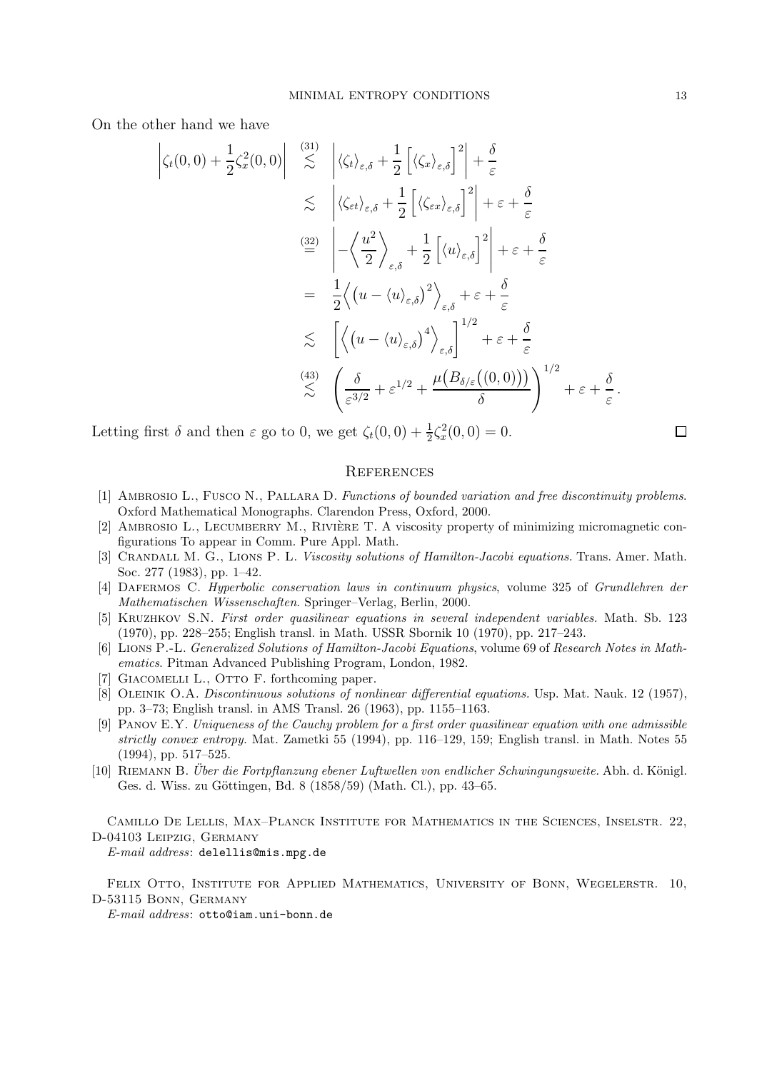On the other hand we have

$$
\begin{aligned}
\left|\zeta_t(0,0)+\frac{1}{2}\zeta_x^2(0,0)\right| &\overset{(31)}{\lesssim} \left|\langle\zeta_t\rangle_{\varepsilon,\delta}+\frac{1}{2}\left[\langle\zeta_x\rangle_{\varepsilon,\delta}\right]^2\right|+\frac{\delta}{\varepsilon}\\
&\lesssim \left|\langle\zeta_{\varepsilon t}\rangle_{\varepsilon,\delta}+\frac{1}{2}\left[\langle\zeta_{\varepsilon x}\rangle_{\varepsilon,\delta}\right]^2\right|+\varepsilon+\frac{\delta}{\varepsilon}\\
&\overset{(32)}{=} \left|-\left\langle\frac{u^2}{2}\right\rangle_{\varepsilon,\delta}+\frac{1}{2}\left[\langle u\rangle_{\varepsilon,\delta}\right]^2\right|+\varepsilon+\frac{\delta}{\varepsilon}\\
&= \frac{1}{2}\Big\langle\big(u-\langle u\rangle_{\varepsilon,\delta}\big)^2\Big\rangle_{\varepsilon,\delta}+\varepsilon+\frac{\delta}{\varepsilon}\\
&\lesssim \left[\Big\langle\big(u-\langle u\rangle_{\varepsilon,\delta}\big)^4\Big\rangle_{\varepsilon,\delta}\right]^{1/2}+\varepsilon+\frac{\delta}{\varepsilon}\\
&\overset{(43)}{\lesssim} \left(\frac{\delta}{\varepsilon^{3/2}}+\varepsilon^{1/2}+\frac{\mu\big(B_{\delta/\varepsilon}\big((0,0)\big)\big)}{\delta}\right)^{1/2}+\varepsilon+\frac{\delta}{\varepsilon}\,.
\end{aligned}
$$

Letting first $\delta$ and then $\varepsilon$ go to 0, we get $\zeta_t(0,0)+\frac{1}{2}\zeta_x^2(0,0)=0$. □

## References

[1] Ambrosio L., Fusco N., Pallara D. *Functions of bounded variation and free discontinuity problems*. Oxford Mathematical Monographs. Clarendon Press, Oxford, 2000.

[2] Ambrosio L., Lecumberry M., Rivière T. A viscosity property of minimizing micromagnetic configurations To appear in Comm. Pure Appl. Math.

[3] Crandall M. G., Lions P. L. *Viscosity solutions of Hamilton-Jacobi equations.* Trans. Amer. Math. Soc. 277 (1983), pp. 1–42.

[4] Dafermos C. *Hyperbolic conservation laws in continuum physics*, volume 325 of *Grundlehren der Mathematischen Wissenschaften*. Springer–Verlag, Berlin, 2000.

[5] Kruzhkov S.N. *First order quasilinear equations in several independent variables.* Math. Sb. 123 (1970), pp. 228–255; English transl. in Math. USSR Sbornik 10 (1970), pp. 217–243.

[6] Lions P.-L. *Generalized Solutions of Hamilton-Jacobi Equations*, volume 69 of *Research Notes in Mathematics*. Pitman Advanced Publishing Program, London, 1982.

[7] Giacomelli L., Otto F. forthcoming paper.

[8] Oleinik O.A. *Discontinuous solutions of nonlinear differential equations.* Usp. Mat. Nauk. 12 (1957), pp. 3–73; English transl. in AMS Transl. 26 (1963), pp. 1155–1163.

[9] Panov E.Y. *Uniqueness of the Cauchy problem for a first order quasilinear equation with one admissible strictly convex entropy.* Mat. Zametki 55 (1994), pp. 116–129, 159; English transl. in Math. Notes 55 (1994), pp. 517–525.

[10] Riemann B. *Über die Fortpflanzung ebener Luftwellen von endlicher Schwingungsweite.* Abh. d. Königl. Ges. d. Wiss. zu Göttingen, Bd. 8 (1858/59) (Math. Cl.), pp. 43–65.

Camillo De Lellis, Max–Planck Institute for Mathematics in the Sciences, Inselstr. 22, D-04103 Leipzig, Germany

*E-mail address*: delellis@mis.mpg.de

Felix Otto, Institute for Applied Mathematics, University of Bonn, Wegelerstr. 10, D-53115 Bonn, Germany

*E-mail address*: otto@iam.uni-bonn.de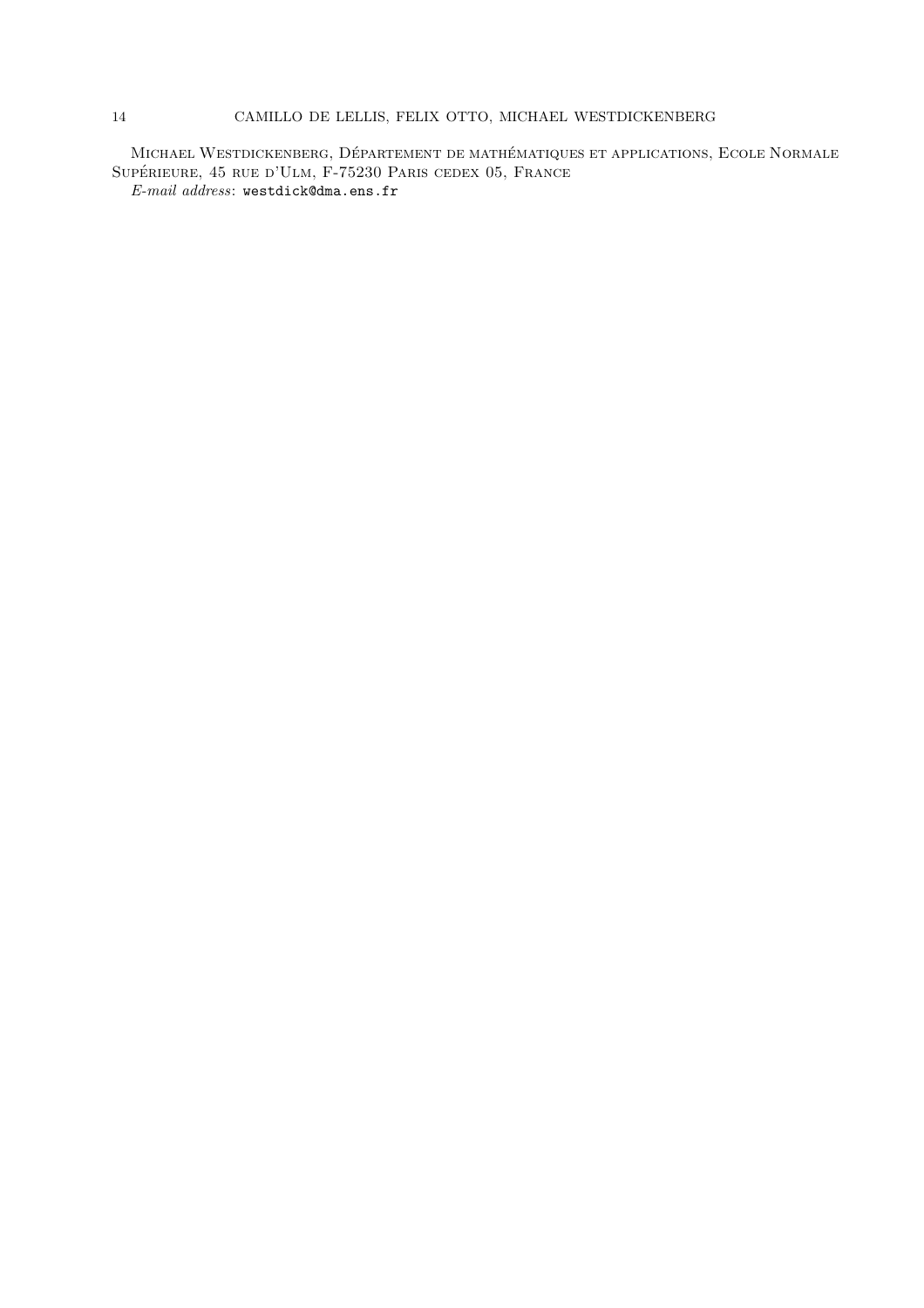Michael Westdickenberg, Département de mathématiques et applications, Ecole Normale Supérieure, 45 rue d'Ulm, F-75230 Paris cedex 05, France

*E-mail address*: westdick@dma.ens.fr